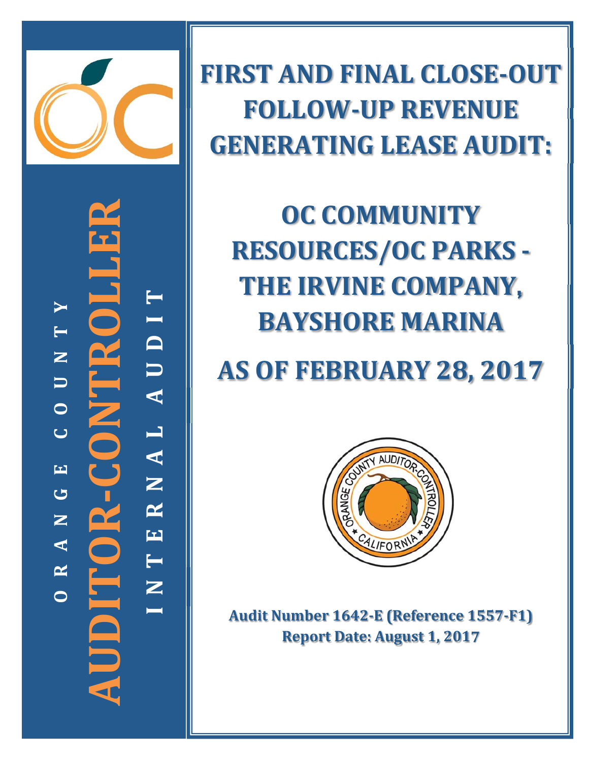ORANGE COUNTY

AUDITOR-CONTROLLER

INTERNAL AUDIT

# FIRST AND FINAL CLOSE-OUT FOLLOW-UP REVENUE GENERATING LEASE AUDIT:

# OC COMMUNITY RESOURCES/OC PARKS - THE IRVINE COMPANY, BAYSHORE MARINA

# AS OF FEBRUARY 28, 2017

**Audit Number 1642-E (Reference 1557-F1)**
**Report Date: August 1, 2017**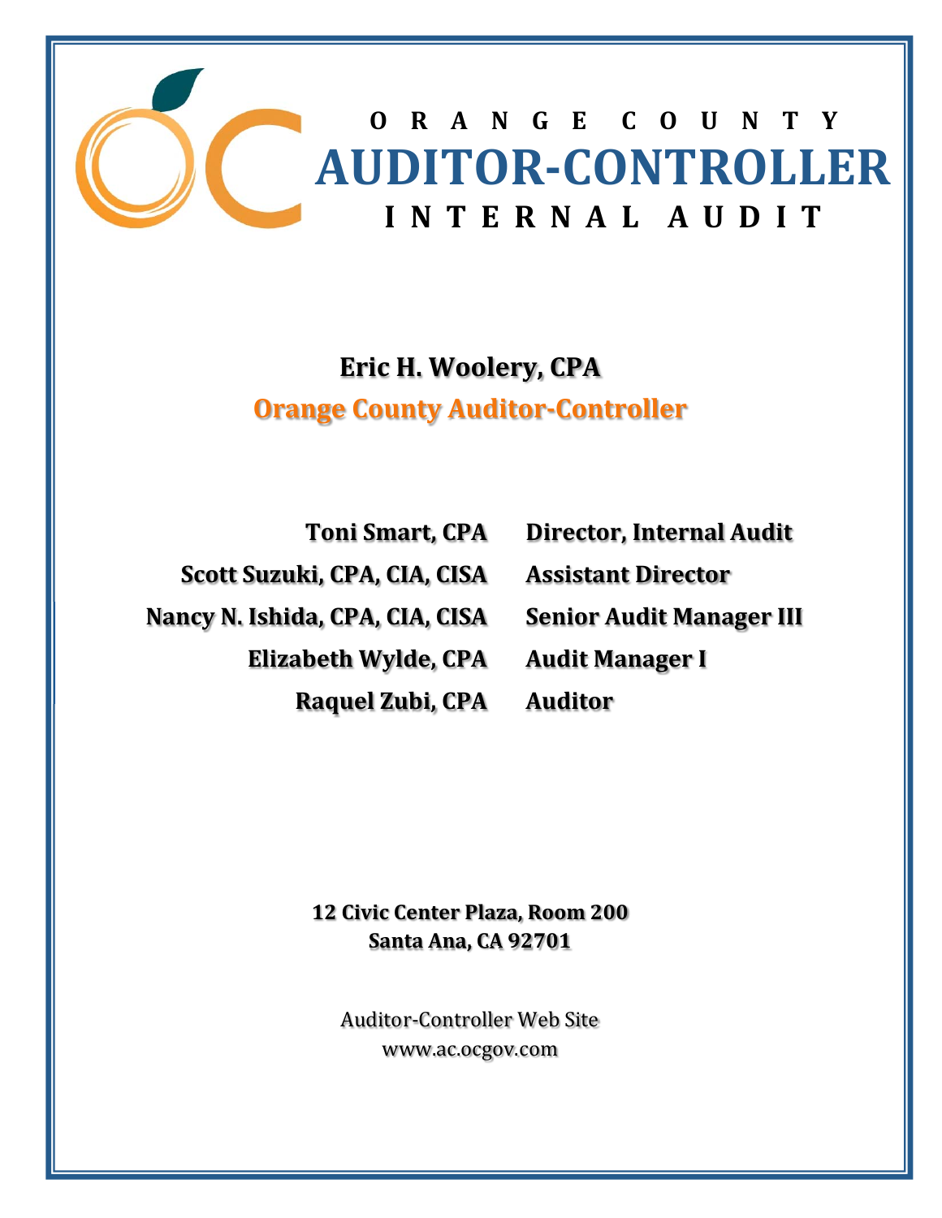# ORANGE COUNTY AUDITOR-CONTROLLER INTERNAL AUDIT

**Eric H. Woolery, CPA**

**Orange County Auditor-Controller**

| | |
|---|---|
| **Toni Smart, CPA** | **Director, Internal Audit** |
| **Scott Suzuki, CPA, CIA, CISA** | **Assistant Director** |
| **Nancy N. Ishida, CPA, CIA, CISA** | **Senior Audit Manager III** |
| **Elizabeth Wylde, CPA** | **Audit Manager I** |
| **Raquel Zubi, CPA** | **Auditor** |

**12 Civic Center Plaza, Room 200**
**Santa Ana, CA 92701**

Auditor-Controller Web Site
www.ac.ocgov.com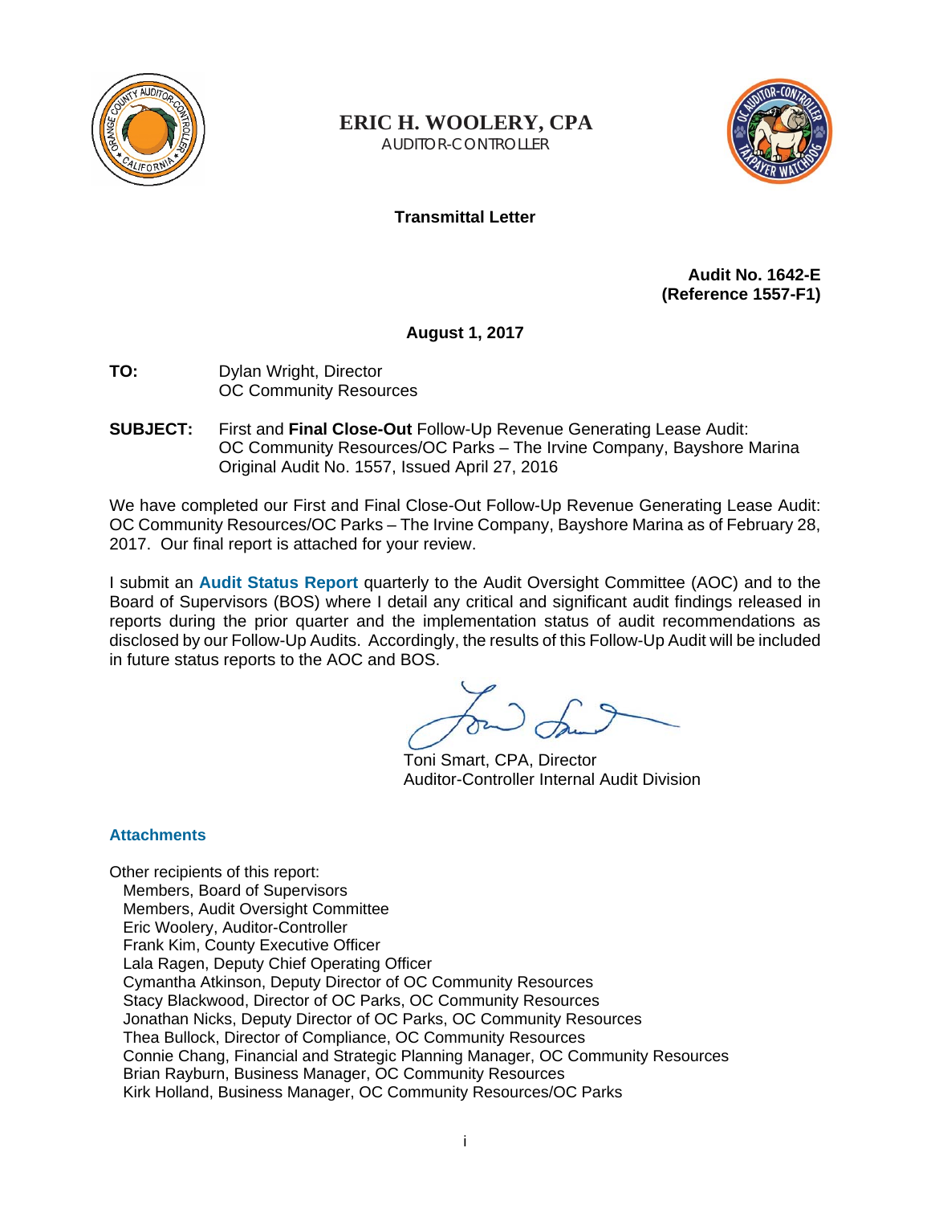# ERIC H. WOOLERY, CPA

AUDITOR-CONTROLLER

**Transmittal Letter**

**Audit No. 1642-E**
**(Reference 1557-F1)**

**August 1, 2017**

**TO:** Dylan Wright, Director
OC Community Resources

**SUBJECT:** First and **Final Close-Out** Follow-Up Revenue Generating Lease Audit: OC Community Resources/OC Parks – The Irvine Company, Bayshore Marina
Original Audit No. 1557, Issued April 27, 2016

We have completed our First and Final Close-Out Follow-Up Revenue Generating Lease Audit: OC Community Resources/OC Parks – The Irvine Company, Bayshore Marina as of February 28, 2017. Our final report is attached for your review.

I submit an **Audit Status Report** quarterly to the Audit Oversight Committee (AOC) and to the Board of Supervisors (BOS) where I detail any critical and significant audit findings released in reports during the prior quarter and the implementation status of audit recommendations as disclosed by our Follow-Up Audits. Accordingly, the results of this Follow-Up Audit will be included in future status reports to the AOC and BOS.

Toni Smart, CPA, Director
Auditor-Controller Internal Audit Division

**Attachments**

Other recipients of this report:
- Members, Board of Supervisors
- Members, Audit Oversight Committee
- Eric Woolery, Auditor-Controller
- Frank Kim, County Executive Officer
- Lala Ragen, Deputy Chief Operating Officer
- Cymantha Atkinson, Deputy Director of OC Community Resources
- Stacy Blackwood, Director of OC Parks, OC Community Resources
- Jonathan Nicks, Deputy Director of OC Parks, OC Community Resources
- Thea Bullock, Director of Compliance, OC Community Resources
- Connie Chang, Financial and Strategic Planning Manager, OC Community Resources
- Brian Rayburn, Business Manager, OC Community Resources
- Kirk Holland, Business Manager, OC Community Resources/OC Parks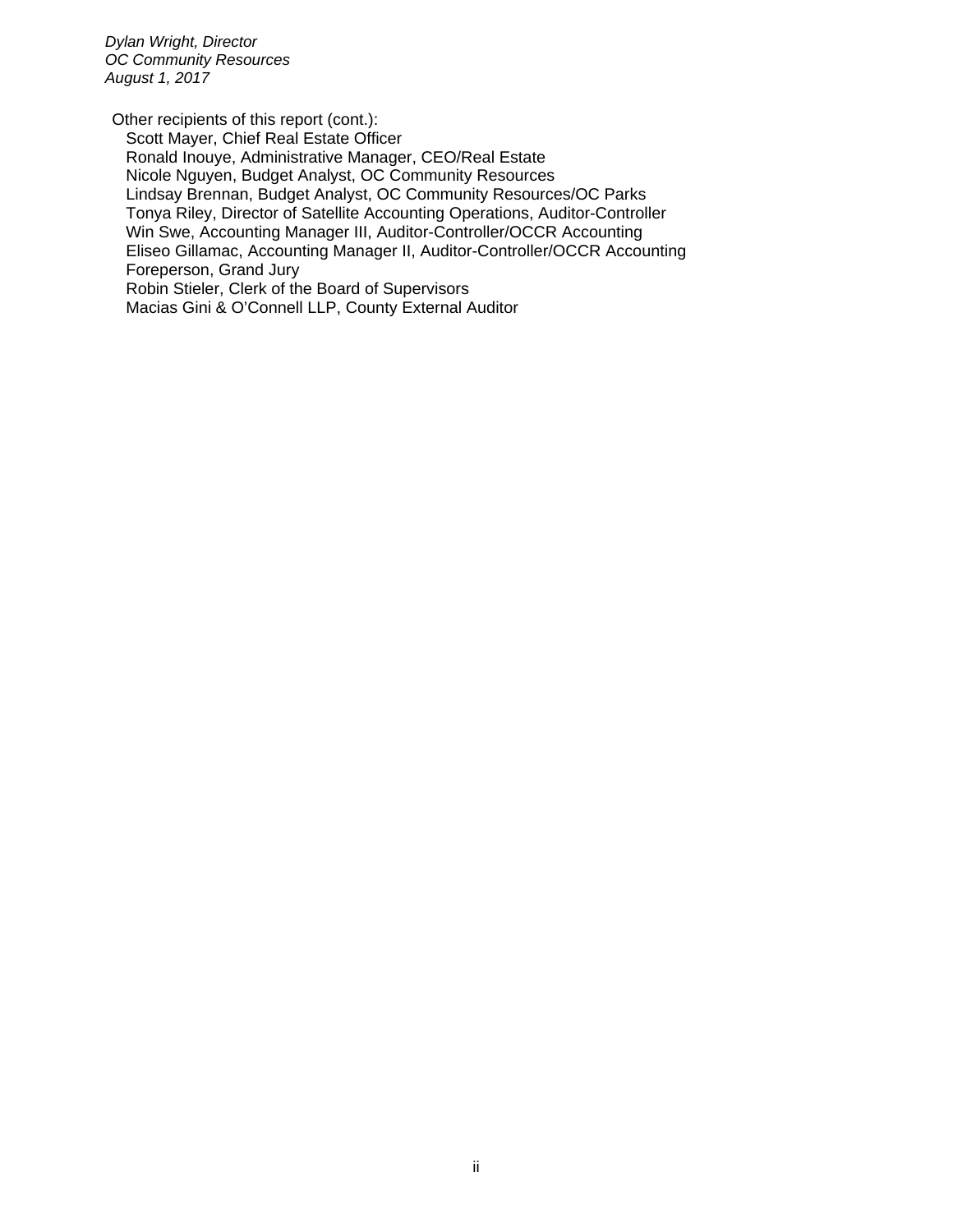*Dylan Wright, Director*
*OC Community Resources*
*August 1, 2017*

Other recipients of this report (cont.):

- Scott Mayer, Chief Real Estate Officer
- Ronald Inouye, Administrative Manager, CEO/Real Estate
- Nicole Nguyen, Budget Analyst, OC Community Resources
- Lindsay Brennan, Budget Analyst, OC Community Resources/OC Parks
- Tonya Riley, Director of Satellite Accounting Operations, Auditor-Controller
- Win Swe, Accounting Manager III, Auditor-Controller/OCCR Accounting
- Eliseo Gillamac, Accounting Manager II, Auditor-Controller/OCCR Accounting
- Foreperson, Grand Jury
- Robin Stieler, Clerk of the Board of Supervisors
- Macias Gini & O'Connell LLP, County External Auditor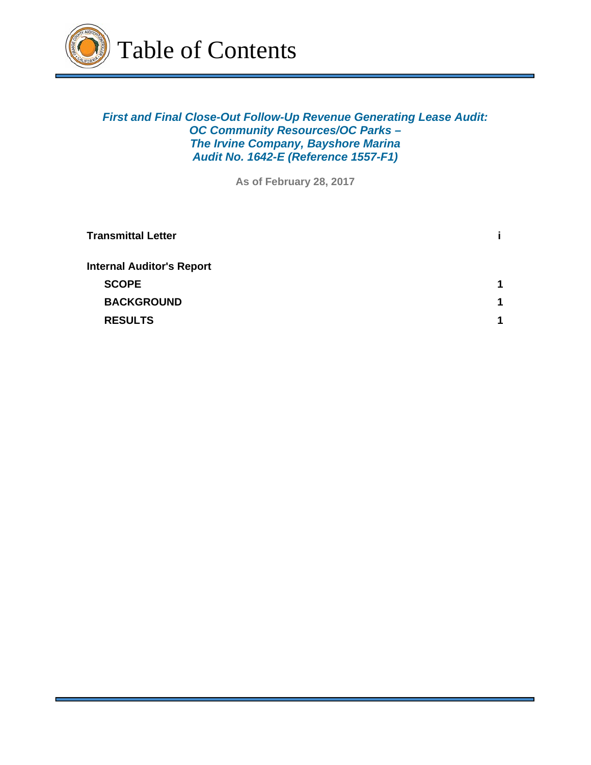# Table of Contents

***First and Final Close-Out Follow-Up Revenue Generating Lease Audit: OC Community Resources/OC Parks – The Irvine Company, Bayshore Marina Audit No. 1642-E (Reference 1557-F1)***

**As of February 28, 2017**

| | |
|---|---|
| **Transmittal Letter** | **i** |
| **Internal Auditor's Report** | |
| **SCOPE** | **1** |
| **BACKGROUND** | **1** |
| **RESULTS** | **1** |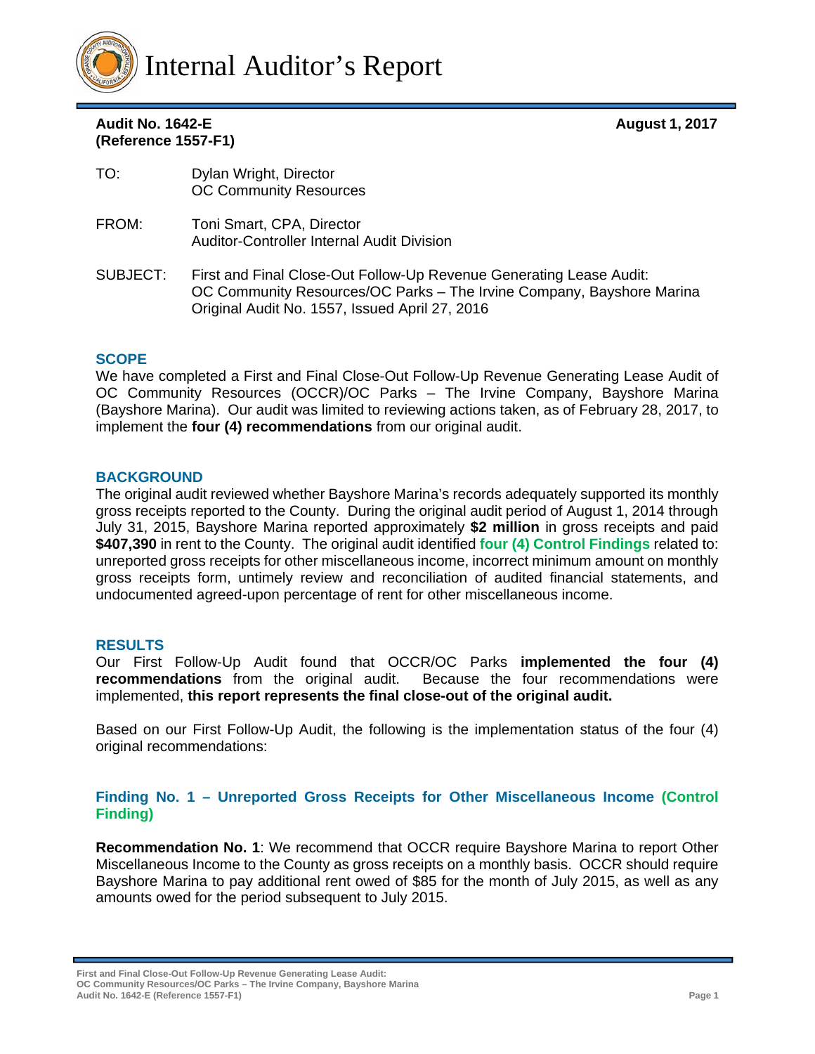# Internal Auditor's Report

**Audit No. 1642-E**
**(Reference 1557-F1)**

**August 1, 2017**

TO: Dylan Wright, Director
OC Community Resources

FROM: Toni Smart, CPA, Director
Auditor-Controller Internal Audit Division

SUBJECT: First and Final Close-Out Follow-Up Revenue Generating Lease Audit:
OC Community Resources/OC Parks – The Irvine Company, Bayshore Marina
Original Audit No. 1557, Issued April 27, 2016

## SCOPE

We have completed a First and Final Close-Out Follow-Up Revenue Generating Lease Audit of OC Community Resources (OCCR)/OC Parks – The Irvine Company, Bayshore Marina (Bayshore Marina). Our audit was limited to reviewing actions taken, as of February 28, 2017, to implement the **four (4) recommendations** from our original audit.

## BACKGROUND

The original audit reviewed whether Bayshore Marina's records adequately supported its monthly gross receipts reported to the County. During the original audit period of August 1, 2014 through July 31, 2015, Bayshore Marina reported approximately **$2 million** in gross receipts and paid **$407,390** in rent to the County. The original audit identified **four (4) Control Findings** related to: unreported gross receipts for other miscellaneous income, incorrect minimum amount on monthly gross receipts form, untimely review and reconciliation of audited financial statements, and undocumented agreed-upon percentage of rent for other miscellaneous income.

## RESULTS

Our First Follow-Up Audit found that OCCR/OC Parks **implemented the four (4) recommendations** from the original audit. Because the four recommendations were implemented, **this report represents the final close-out of the original audit.**

Based on our First Follow-Up Audit, the following is the implementation status of the four (4) original recommendations:

### Finding No. 1 – Unreported Gross Receipts for Other Miscellaneous Income (Control Finding)

**Recommendation No. 1**: We recommend that OCCR require Bayshore Marina to report Other Miscellaneous Income to the County as gross receipts on a monthly basis. OCCR should require Bayshore Marina to pay additional rent owed of $85 for the month of July 2015, as well as any amounts owed for the period subsequent to July 2015.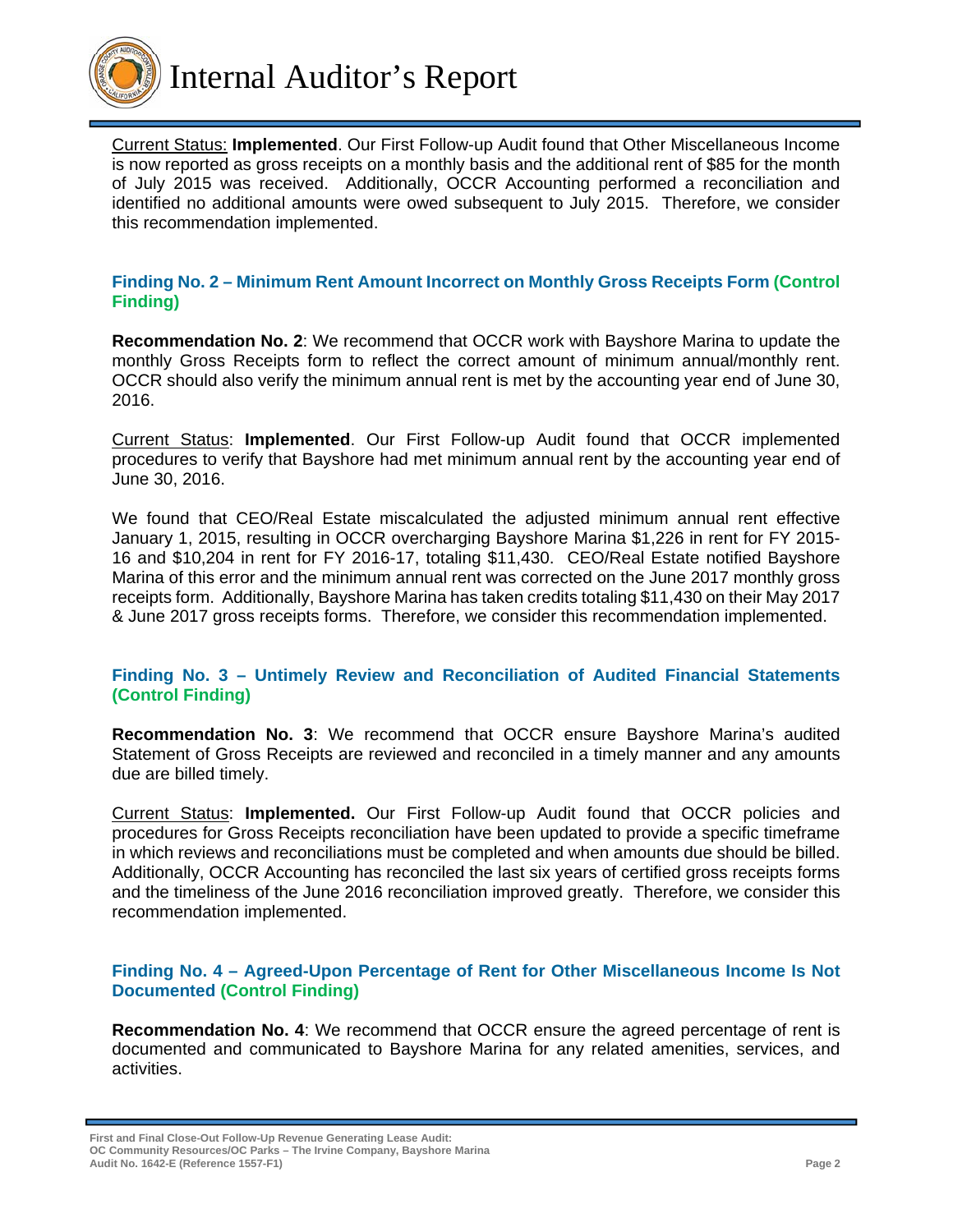Current Status: **Implemented**. Our First Follow-up Audit found that Other Miscellaneous Income is now reported as gross receipts on a monthly basis and the additional rent of $85 for the month of July 2015 was received. Additionally, OCCR Accounting performed a reconciliation and identified no additional amounts were owed subsequent to July 2015. Therefore, we consider this recommendation implemented.

### Finding No. 2 – Minimum Rent Amount Incorrect on Monthly Gross Receipts Form (Control Finding)

**Recommendation No. 2**: We recommend that OCCR work with Bayshore Marina to update the monthly Gross Receipts form to reflect the correct amount of minimum annual/monthly rent. OCCR should also verify the minimum annual rent is met by the accounting year end of June 30, 2016.

Current Status: **Implemented**. Our First Follow-up Audit found that OCCR implemented procedures to verify that Bayshore had met minimum annual rent by the accounting year end of June 30, 2016.

We found that CEO/Real Estate miscalculated the adjusted minimum annual rent effective January 1, 2015, resulting in OCCR overcharging Bayshore Marina $1,226 in rent for FY 2015-16 and $10,204 in rent for FY 2016-17, totaling $11,430. CEO/Real Estate notified Bayshore Marina of this error and the minimum annual rent was corrected on the June 2017 monthly gross receipts form. Additionally, Bayshore Marina has taken credits totaling $11,430 on their May 2017 & June 2017 gross receipts forms. Therefore, we consider this recommendation implemented.

### Finding No. 3 – Untimely Review and Reconciliation of Audited Financial Statements (Control Finding)

**Recommendation No. 3**: We recommend that OCCR ensure Bayshore Marina's audited Statement of Gross Receipts are reviewed and reconciled in a timely manner and any amounts due are billed timely.

Current Status: **Implemented.** Our First Follow-up Audit found that OCCR policies and procedures for Gross Receipts reconciliation have been updated to provide a specific timeframe in which reviews and reconciliations must be completed and when amounts due should be billed. Additionally, OCCR Accounting has reconciled the last six years of certified gross receipts forms and the timeliness of the June 2016 reconciliation improved greatly. Therefore, we consider this recommendation implemented.

### Finding No. 4 – Agreed-Upon Percentage of Rent for Other Miscellaneous Income Is Not Documented (Control Finding)

**Recommendation No. 4**: We recommend that OCCR ensure the agreed percentage of rent is documented and communicated to Bayshore Marina for any related amenities, services, and activities.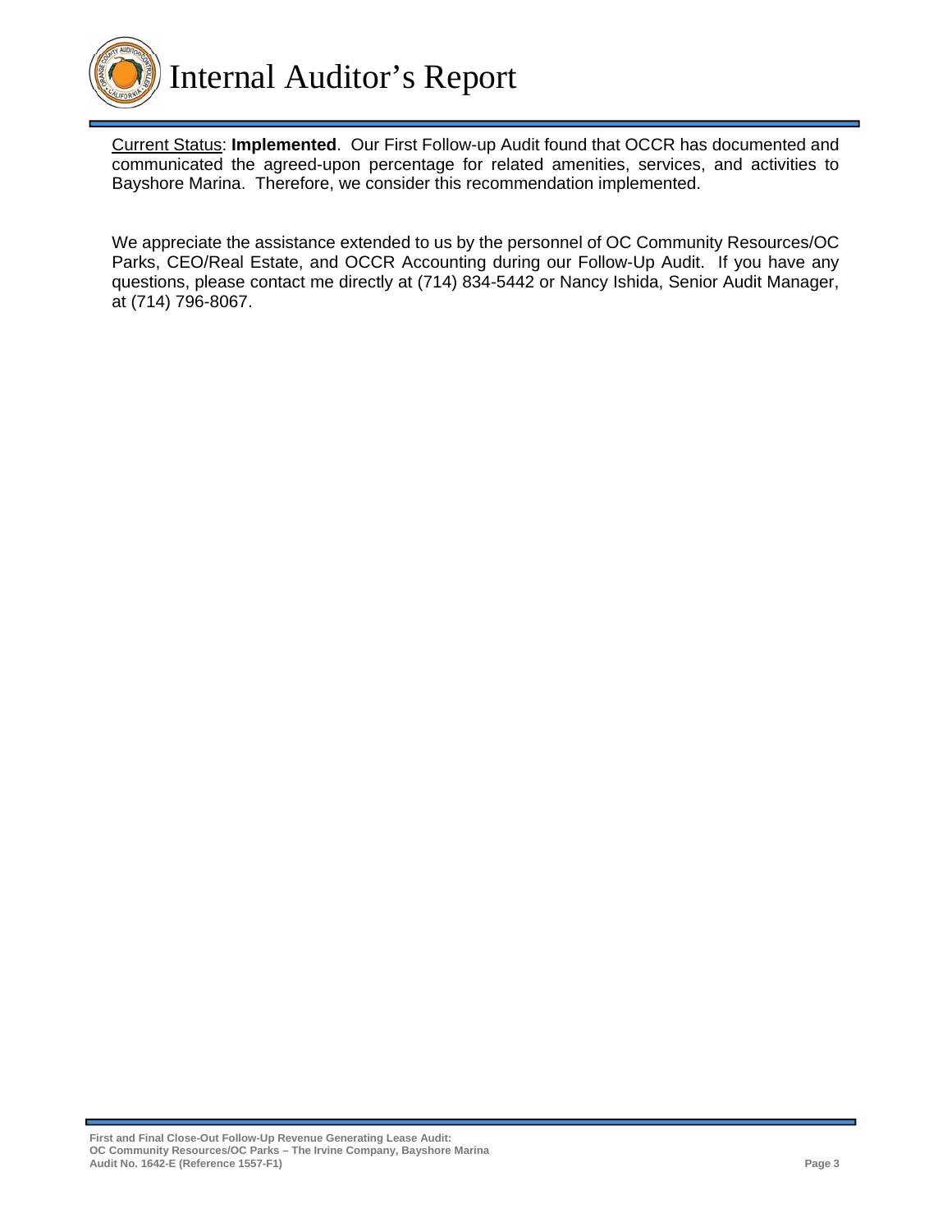Current Status: **Implemented**. Our First Follow-up Audit found that OCCR has documented and communicated the agreed-upon percentage for related amenities, services, and activities to Bayshore Marina. Therefore, we consider this recommendation implemented.

We appreciate the assistance extended to us by the personnel of OC Community Resources/OC Parks, CEO/Real Estate, and OCCR Accounting during our Follow-Up Audit. If you have any questions, please contact me directly at (714) 834-5442 or Nancy Ishida, Senior Audit Manager, at (714) 796-8067.